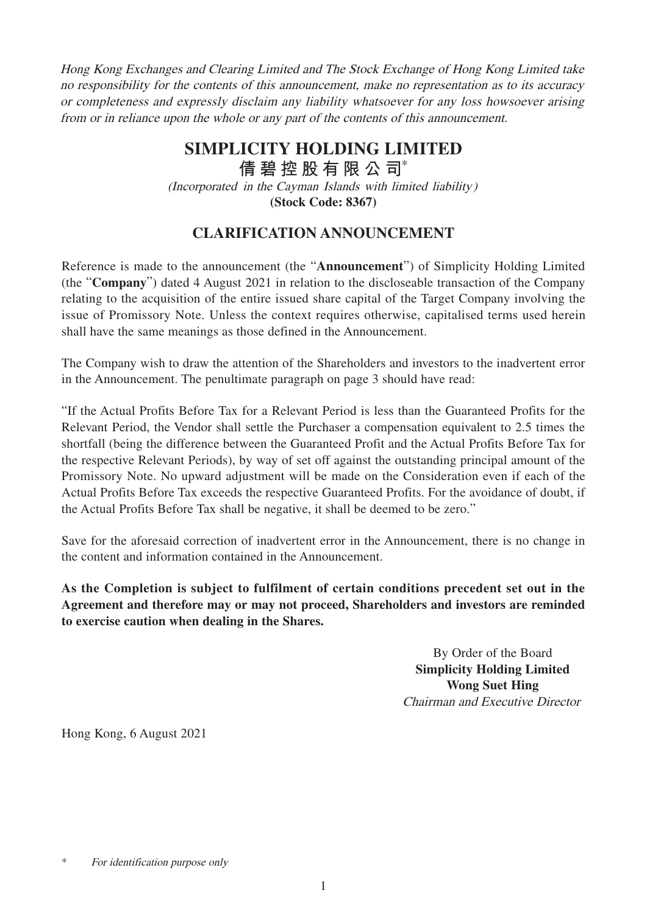*Hong Kong Exchanges and Clearing Limited and The Stock Exchange of Hong Kong Limited take no responsibility for the contents of this announcement, make no representation as to its accuracy or completeness and expressly disclaim any liability whatsoever for any loss howsoever arising from or in reliance upon the whole or any part of the contents of this announcement.*

# SIMPLICITY HOLDING LIMITED

# 倩碧控股有限公司*

*(Incorporated in the Cayman Islands with limited liability)*

**(Stock Code: 8367)**

## CLARIFICATION ANNOUNCEMENT

Reference is made to the announcement (the "**Announcement**") of Simplicity Holding Limited (the "**Company**") dated 4 August 2021 in relation to the discloseable transaction of the Company relating to the acquisition of the entire issued share capital of the Target Company involving the issue of Promissory Note. Unless the context requires otherwise, capitalised terms used herein shall have the same meanings as those defined in the Announcement.

The Company wish to draw the attention of the Shareholders and investors to the inadvertent error in the Announcement. The penultimate paragraph on page 3 should have read:

"If the Actual Profits Before Tax for a Relevant Period is less than the Guaranteed Profits for the Relevant Period, the Vendor shall settle the Purchaser a compensation equivalent to 2.5 times the shortfall (being the difference between the Guaranteed Profit and the Actual Profits Before Tax for the respective Relevant Periods), by way of set off against the outstanding principal amount of the Promissory Note. No upward adjustment will be made on the Consideration even if each of the Actual Profits Before Tax exceeds the respective Guaranteed Profits. For the avoidance of doubt, if the Actual Profits Before Tax shall be negative, it shall be deemed to be zero."

Save for the aforesaid correction of inadvertent error in the Announcement, there is no change in the content and information contained in the Announcement.

**As the Completion is subject to fulfilment of certain conditions precedent set out in the Agreement and therefore may or may not proceed, Shareholders and investors are reminded to exercise caution when dealing in the Shares.**

By Order of the Board
**Simplicity Holding Limited**
**Wong Suet Hing**
*Chairman and Executive Director*

Hong Kong, 6 August 2021

\* *For identification purpose only*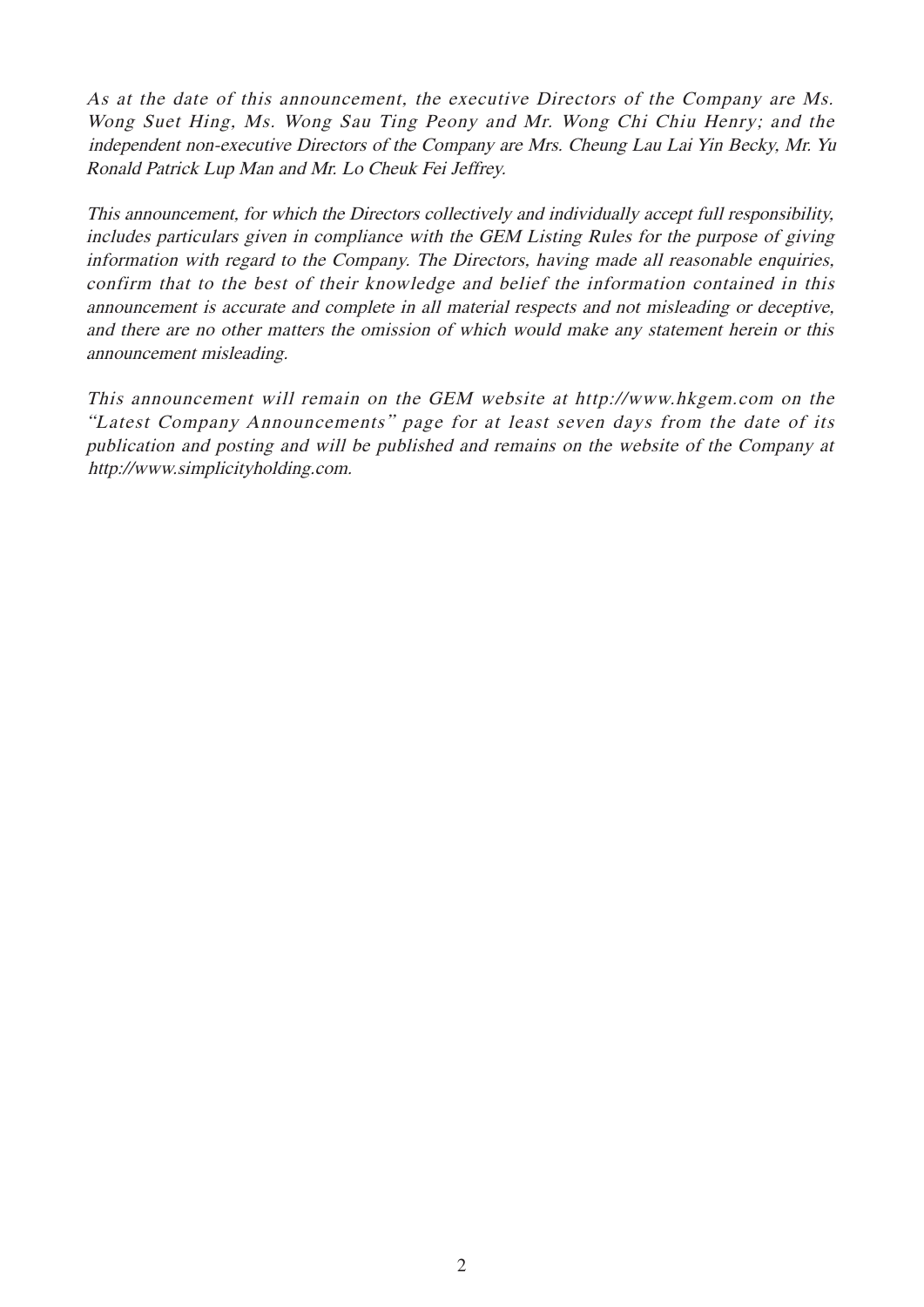*As at the date of this announcement, the executive Directors of the Company are Ms. Wong Suet Hing, Ms. Wong Sau Ting Peony and Mr. Wong Chi Chiu Henry; and the independent non-executive Directors of the Company are Mrs. Cheung Lau Lai Yin Becky, Mr. Yu Ronald Patrick Lup Man and Mr. Lo Cheuk Fei Jeffrey.*

*This announcement, for which the Directors collectively and individually accept full responsibility, includes particulars given in compliance with the GEM Listing Rules for the purpose of giving information with regard to the Company. The Directors, having made all reasonable enquiries, confirm that to the best of their knowledge and belief the information contained in this announcement is accurate and complete in all material respects and not misleading or deceptive, and there are no other matters the omission of which would make any statement herein or this announcement misleading.*

*This announcement will remain on the GEM website at http://www.hkgem.com on the "Latest Company Announcements" page for at least seven days from the date of its publication and posting and will be published and remains on the website of the Company at http://www.simplicityholding.com.*